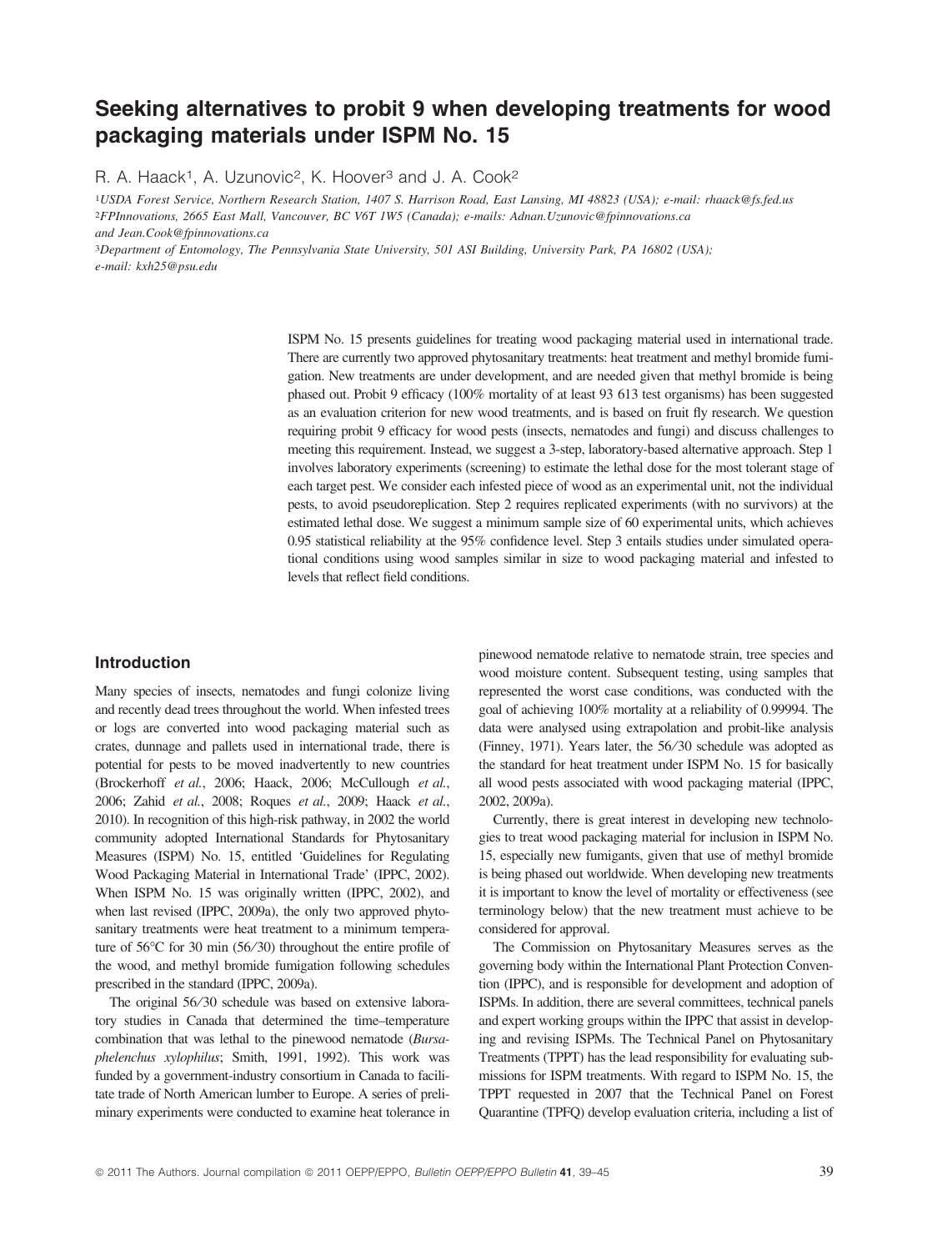# Seeking alternatives to probit 9 when developing treatments for wood packaging materials under ISPM No. 15

R. A. Haack[1], A. Uzunovic[2], K. Hoover[3] and J. A. Cook[2]

[1]*USDA Forest Service, Northern Research Station, 1407 S. Harrison Road, East Lansing, MI 48823 (USA); e-mail: rhaack@fs.fed.us*
[2]*FPInnovations, 2665 East Mall, Vancouver, BC V6T 1W5 (Canada); e-mails: Adnan.Uzunovic@fpinnovations.ca and Jean.Cook@fpinnovations.ca*
[3]*Department of Entomology, The Pennsylvania State University, 501 ASI Building, University Park, PA 16802 (USA); e-mail: kxh25@psu.edu*

ISPM No. 15 presents guidelines for treating wood packaging material used in international trade. There are currently two approved phytosanitary treatments: heat treatment and methyl bromide fumigation. New treatments are under development, and are needed given that methyl bromide is being phased out. Probit 9 efficacy (100% mortality of at least 93 613 test organisms) has been suggested as an evaluation criterion for new wood treatments, and is based on fruit fly research. We question requiring probit 9 efficacy for wood pests (insects, nematodes and fungi) and discuss challenges to meeting this requirement. Instead, we suggest a 3-step, laboratory-based alternative approach. Step 1 involves laboratory experiments (screening) to estimate the lethal dose for the most tolerant stage of each target pest. We consider each infested piece of wood as an experimental unit, not the individual pests, to avoid pseudoreplication. Step 2 requires replicated experiments (with no survivors) at the estimated lethal dose. We suggest a minimum sample size of 60 experimental units, which achieves 0.95 statistical reliability at the 95% confidence level. Step 3 entails studies under simulated operational conditions using wood samples similar in size to wood packaging material and infested to levels that reflect field conditions.

## Introduction

Many species of insects, nematodes and fungi colonize living and recently dead trees throughout the world. When infested trees or logs are converted into wood packaging material such as crates, dunnage and pallets used in international trade, there is potential for pests to be moved inadvertently to new countries (Brockerhoff *et al.*, 2006; Haack, 2006; McCullough *et al.*, 2006; Zahid *et al.*, 2008; Roques *et al.*, 2009; Haack *et al.*, 2010). In recognition of this high-risk pathway, in 2002 the world community adopted International Standards for Phytosanitary Measures (ISPM) No. 15, entitled 'Guidelines for Regulating Wood Packaging Material in International Trade' (IPPC, 2002). When ISPM No. 15 was originally written (IPPC, 2002), and when last revised (IPPC, 2009a), the only two approved phytosanitary treatments were heat treatment to a minimum temperature of 56°C for 30 min (56/30) throughout the entire profile of the wood, and methyl bromide fumigation following schedules prescribed in the standard (IPPC, 2009a).

The original 56/30 schedule was based on extensive laboratory studies in Canada that determined the time–temperature combination that was lethal to the pinewood nematode (*Bursaphelenchus xylophilus*; Smith, 1991, 1992). This work was funded by a government-industry consortium in Canada to facilitate trade of North American lumber to Europe. A series of preliminary experiments were conducted to examine heat tolerance in pinewood nematode relative to nematode strain, tree species and wood moisture content. Subsequent testing, using samples that represented the worst case conditions, was conducted with the goal of achieving 100% mortality at a reliability of 0.99994. The data were analysed using extrapolation and probit-like analysis (Finney, 1971). Years later, the 56/30 schedule was adopted as the standard for heat treatment under ISPM No. 15 for basically all wood pests associated with wood packaging material (IPPC, 2002, 2009a).

Currently, there is great interest in developing new technologies to treat wood packaging material for inclusion in ISPM No. 15, especially new fumigants, given that use of methyl bromide is being phased out worldwide. When developing new treatments it is important to know the level of mortality or effectiveness (see terminology below) that the new treatment must achieve to be considered for approval.

The Commission on Phytosanitary Measures serves as the governing body within the International Plant Protection Convention (IPPC), and is responsible for development and adoption of ISPMs. In addition, there are several committees, technical panels and expert working groups within the IPPC that assist in developing and revising ISPMs. The Technical Panel on Phytosanitary Treatments (TPPT) has the lead responsibility for evaluating submissions for ISPM treatments. With regard to ISPM No. 15, the TPPT requested in 2007 that the Technical Panel on Forest Quarantine (TPFQ) develop evaluation criteria, including a list of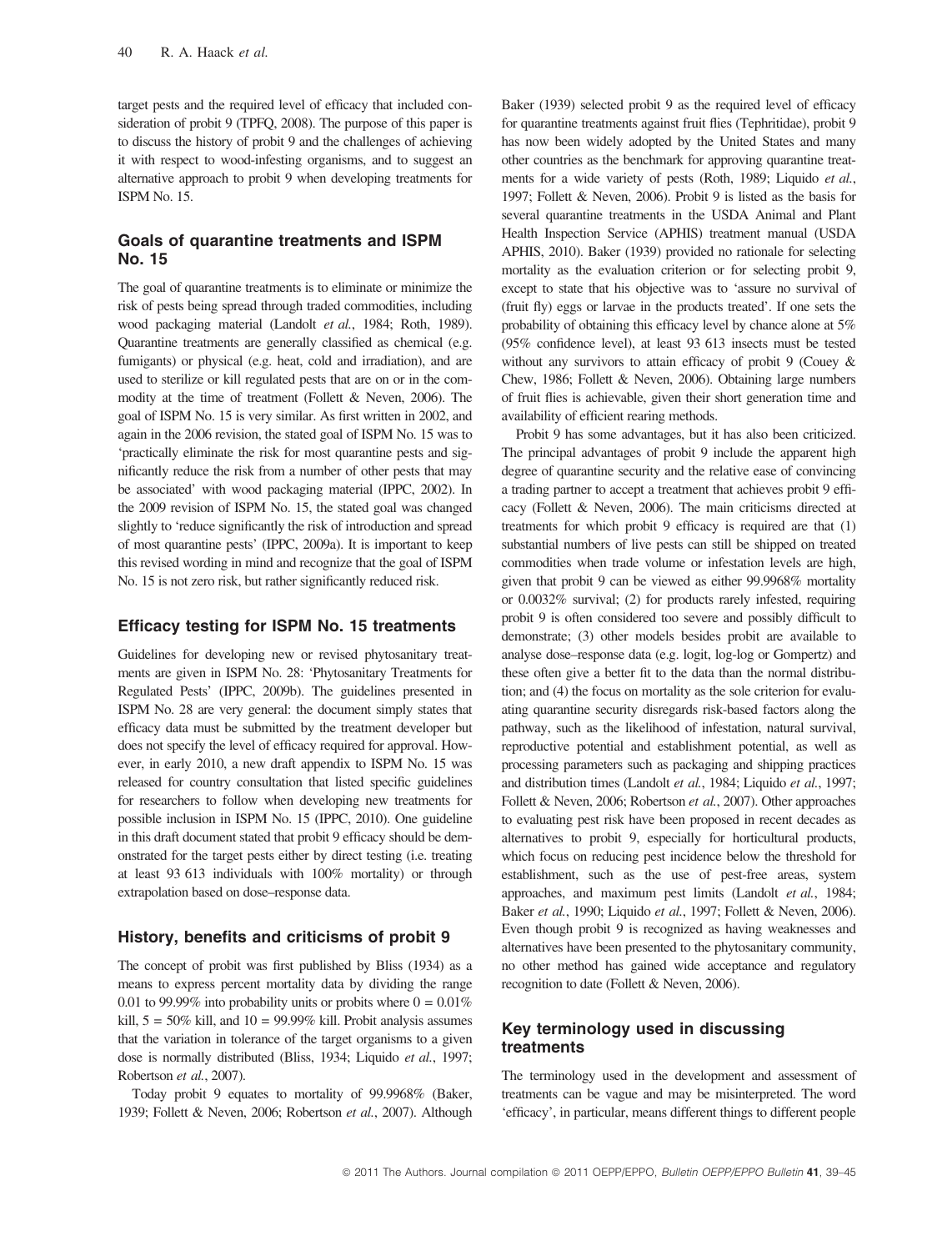target pests and the required level of efficacy that included consideration of probit 9 (TPFQ, 2008). The purpose of this paper is to discuss the history of probit 9 and the challenges of achieving it with respect to wood-infesting organisms, and to suggest an alternative approach to probit 9 when developing treatments for ISPM No. 15.

## Goals of quarantine treatments and ISPM No. 15

The goal of quarantine treatments is to eliminate or minimize the risk of pests being spread through traded commodities, including wood packaging material (Landolt *et al.*, 1984; Roth, 1989). Quarantine treatments are generally classified as chemical (e.g. fumigants) or physical (e.g. heat, cold and irradiation), and are used to sterilize or kill regulated pests that are on or in the commodity at the time of treatment (Follett & Neven, 2006). The goal of ISPM No. 15 is very similar. As first written in 2002, and again in the 2006 revision, the stated goal of ISPM No. 15 was to 'practically eliminate the risk for most quarantine pests and significantly reduce the risk from a number of other pests that may be associated' with wood packaging material (IPPC, 2002). In the 2009 revision of ISPM No. 15, the stated goal was changed slightly to 'reduce significantly the risk of introduction and spread of most quarantine pests' (IPPC, 2009a). It is important to keep this revised wording in mind and recognize that the goal of ISPM No. 15 is not zero risk, but rather significantly reduced risk.

## Efficacy testing for ISPM No. 15 treatments

Guidelines for developing new or revised phytosanitary treatments are given in ISPM No. 28: 'Phytosanitary Treatments for Regulated Pests' (IPPC, 2009b). The guidelines presented in ISPM No. 28 are very general: the document simply states that efficacy data must be submitted by the treatment developer but does not specify the level of efficacy required for approval. However, in early 2010, a new draft appendix to ISPM No. 15 was released for country consultation that listed specific guidelines for researchers to follow when developing new treatments for possible inclusion in ISPM No. 15 (IPPC, 2010). One guideline in this draft document stated that probit 9 efficacy should be demonstrated for the target pests either by direct testing (i.e. treating at least 93 613 individuals with 100% mortality) or through extrapolation based on dose–response data.

## History, benefits and criticisms of probit 9

The concept of probit was first published by Bliss (1934) as a means to express percent mortality data by dividing the range 0.01 to 99.99% into probability units or probits where 0 = 0.01% kill, 5 = 50% kill, and 10 = 99.99% kill. Probit analysis assumes that the variation in tolerance of the target organisms to a given dose is normally distributed (Bliss, 1934; Liquido *et al.*, 1997; Robertson *et al.*, 2007).

Today probit 9 equates to mortality of 99.9968% (Baker, 1939; Follett & Neven, 2006; Robertson *et al.*, 2007). Although Baker (1939) selected probit 9 as the required level of efficacy for quarantine treatments against fruit flies (Tephritidae), probit 9 has now been widely adopted by the United States and many other countries as the benchmark for approving quarantine treatments for a wide variety of pests (Roth, 1989; Liquido *et al.*, 1997; Follett & Neven, 2006). Probit 9 is listed as the basis for several quarantine treatments in the USDA Animal and Plant Health Inspection Service (APHIS) treatment manual (USDA APHIS, 2010). Baker (1939) provided no rationale for selecting mortality as the evaluation criterion or for selecting probit 9, except to state that his objective was to 'assure no survival of (fruit fly) eggs or larvae in the products treated'. If one sets the probability of obtaining this efficacy level by chance alone at 5% (95% confidence level), at least 93 613 insects must be tested without any survivors to attain efficacy of probit 9 (Couey & Chew, 1986; Follett & Neven, 2006). Obtaining large numbers of fruit flies is achievable, given their short generation time and availability of efficient rearing methods.

Probit 9 has some advantages, but it has also been criticized. The principal advantages of probit 9 include the apparent high degree of quarantine security and the relative ease of convincing a trading partner to accept a treatment that achieves probit 9 efficacy (Follett & Neven, 2006). The main criticisms directed at treatments for which probit 9 efficacy is required are that (1) substantial numbers of live pests can still be shipped on treated commodities when trade volume or infestation levels are high, given that probit 9 can be viewed as either 99.9968% mortality or 0.0032% survival; (2) for products rarely infested, requiring probit 9 is often considered too severe and possibly difficult to demonstrate; (3) other models besides probit are available to analyse dose–response data (e.g. logit, log-log or Gompertz) and these often give a better fit to the data than the normal distribution; and (4) the focus on mortality as the sole criterion for evaluating quarantine security disregards risk-based factors along the pathway, such as the likelihood of infestation, natural survival, reproductive potential and establishment potential, as well as processing parameters such as packaging and shipping practices and distribution times (Landolt *et al.*, 1984; Liquido *et al.*, 1997; Follett & Neven, 2006; Robertson *et al.*, 2007). Other approaches to evaluating pest risk have been proposed in recent decades as alternatives to probit 9, especially for horticultural products, which focus on reducing pest incidence below the threshold for establishment, such as the use of pest-free areas, system approaches, and maximum pest limits (Landolt *et al.*, 1984; Baker *et al.*, 1990; Liquido *et al.*, 1997; Follett & Neven, 2006). Even though probit 9 is recognized as having weaknesses and alternatives have been presented to the phytosanitary community, no other method has gained wide acceptance and regulatory recognition to date (Follett & Neven, 2006).

## Key terminology used in discussing treatments

The terminology used in the development and assessment of treatments can be vague and may be misinterpreted. The word 'efficacy', in particular, means different things to different people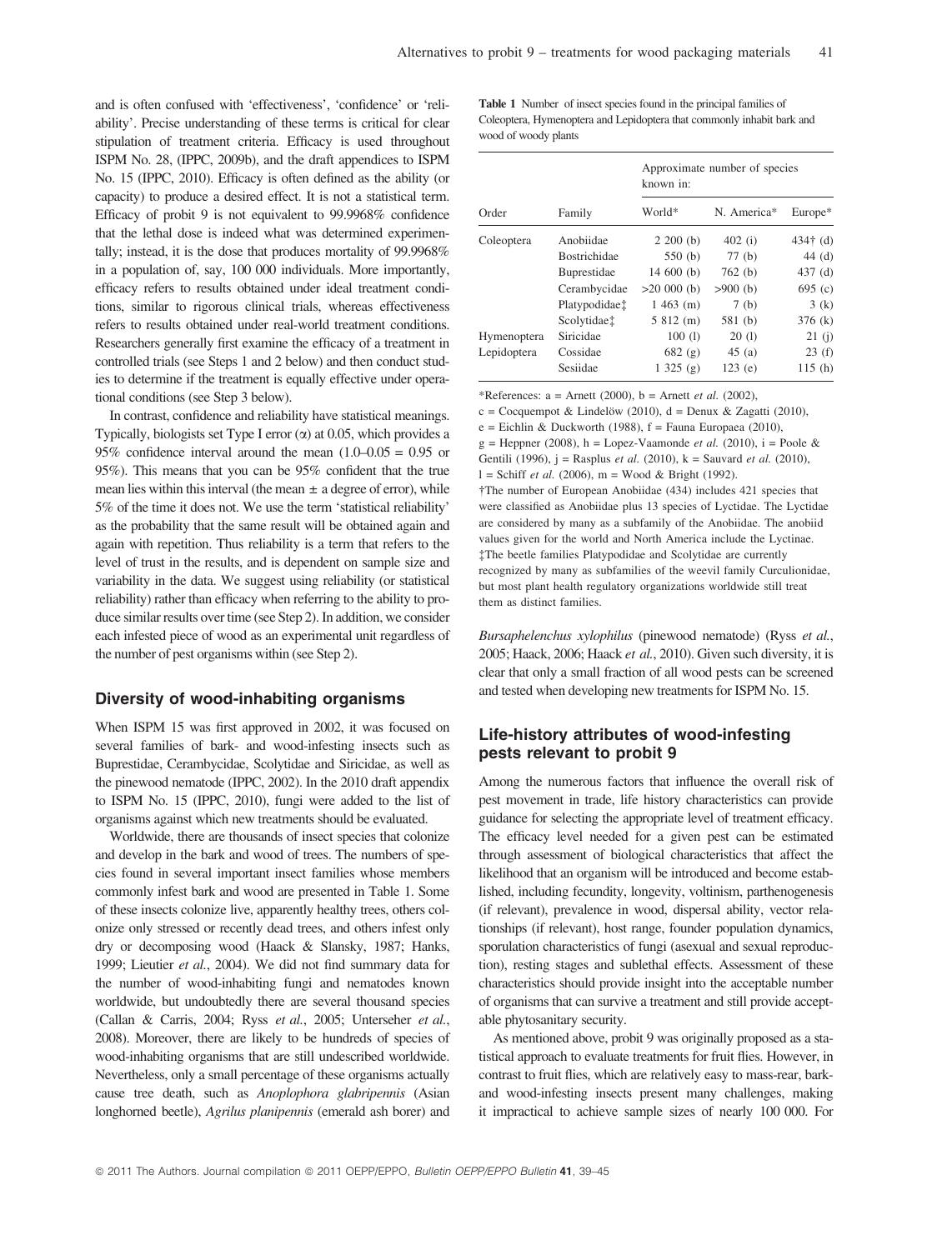and is often confused with 'effectiveness', 'confidence' or 'reliability'. Precise understanding of these terms is critical for clear stipulation of treatment criteria. Efficacy is used throughout ISPM No. 28, (IPPC, 2009b), and the draft appendices to ISPM No. 15 (IPPC, 2010). Efficacy is often defined as the ability (or capacity) to produce a desired effect. It is not a statistical term. Efficacy of probit 9 is not equivalent to 99.9968% confidence that the lethal dose is indeed what was determined experimentally; instead, it is the dose that produces mortality of 99.9968% in a population of, say, 100 000 individuals. More importantly, efficacy refers to results obtained under ideal treatment conditions, similar to rigorous clinical trials, whereas effectiveness refers to results obtained under real-world treatment conditions. Researchers generally first examine the efficacy of a treatment in controlled trials (see Steps 1 and 2 below) and then conduct studies to determine if the treatment is equally effective under operational conditions (see Step 3 below).

In contrast, confidence and reliability have statistical meanings. Typically, biologists set Type I error (α) at 0.05, which provides a 95% confidence interval around the mean (1.0–0.05 = 0.95 or 95%). This means that you can be 95% confident that the true mean lies within this interval (the mean ± a degree of error), while 5% of the time it does not. We use the term 'statistical reliability' as the probability that the same result will be obtained again and again with repetition. Thus reliability is a term that refers to the level of trust in the results, and is dependent on sample size and variability in the data. We suggest using reliability (or statistical reliability) rather than efficacy when referring to the ability to produce similar results over time (see Step 2). In addition, we consider each infested piece of wood as an experimental unit regardless of the number of pest organisms within (see Step 2).

## Diversity of wood-inhabiting organisms

When ISPM 15 was first approved in 2002, it was focused on several families of bark- and wood-infesting insects such as Buprestidae, Cerambycidae, Scolytidae and Siricidae, as well as the pinewood nematode (IPPC, 2002). In the 2010 draft appendix to ISPM No. 15 (IPPC, 2010), fungi were added to the list of organisms against which new treatments should be evaluated.

Worldwide, there are thousands of insect species that colonize and develop in the bark and wood of trees. The numbers of species found in several important insect families whose members commonly infest bark and wood are presented in Table 1. Some of these insects colonize live, apparently healthy trees, others colonize only stressed or recently dead trees, and others infest only dry or decomposing wood (Haack & Slansky, 1987; Hanks, 1999; Lieutier *et al.*, 2004). We did not find summary data for the number of wood-inhabiting fungi and nematodes known worldwide, but undoubtedly there are several thousand species (Callan & Carris, 2004; Ryss *et al.*, 2005; Unterseher *et al.*, 2008). Moreover, there are likely to be hundreds of species of wood-inhabiting organisms that are still undescribed worldwide. Nevertheless, only a small percentage of these organisms actually cause tree death, such as *Anoplophora glabripennis* (Asian longhorned beetle), *Agrilus planipennis* (emerald ash borer) and *Bursaphelenchus xylophilus* (pinewood nematode) (Ryss *et al.*, 2005; Haack, 2006; Haack *et al.*, 2010). Given such diversity, it is clear that only a small fraction of all wood pests can be screened and tested when developing new treatments for ISPM No. 15.

**Table 1** Number of insect species found in the principal families of Coleoptera, Hymenoptera and Lepidoptera that commonly inhabit bark and wood of woody plants

| Order | Family | Approximate number of species known in: | | |
|---|---|---|---|---|
| | | World* | N. America* | Europe* |
| Coleoptera | Anobiidae | 2 200 (b) | 402 (i) | 434† (d) |
| | Bostrichidae | 550 (b) | 77 (b) | 44 (d) |
| | Buprestidae | 14 600 (b) | 762 (b) | 437 (d) |
| | Cerambycidae | >20 000 (b) | >900 (b) | 695 (c) |
| | Platypodidae‡ | 1 463 (m) | 7 (b) | 3 (k) |
| | Scolytidae‡ | 5 812 (m) | 581 (b) | 376 (k) |
| Hymenoptera | Siricidae | 100 (l) | 20 (l) | 21 (j) |
| Lepidoptera | Cossidae | 682 (g) | 45 (a) | 23 (f) |
| | Sesiidae | 1 325 (g) | 123 (e) | 115 (h) |

*References: a = Arnett (2000), b = Arnett *et al.* (2002), c = Cocquempot & Lindelöw (2010), d = Denux & Zagatti (2010), e = Eichlin & Duckworth (1988), f = Fauna Europaea (2010), g = Heppner (2008), h = Lopez-Vaamonde *et al.* (2010), i = Poole & Gentili (1996), j = Rasplus *et al.* (2010), k = Sauvard *et al.* (2010), l = Schiff *et al.* (2006), m = Wood & Bright (1992).

†The number of European Anobiidae (434) includes 421 species that were classified as Anobiidae plus 13 species of Lyctidae. The Lyctidae are considered by many as a subfamily of the Anobiidae. The anobiid values given for the world and North America include the Lyctinae.

‡The beetle families Platypodidae and Scolytidae are currently recognized by many as subfamilies of the weevil family Curculionidae, but most plant health regulatory organizations worldwide still treat them as distinct families.

## Life-history attributes of wood-infesting pests relevant to probit 9

Among the numerous factors that influence the overall risk of pest movement in trade, life history characteristics can provide guidance for selecting the appropriate level of treatment efficacy. The efficacy level needed for a given pest can be estimated through assessment of biological characteristics that affect the likelihood that an organism will be introduced and become established, including fecundity, longevity, voltinism, parthenogenesis (if relevant), prevalence in wood, dispersal ability, vector relationships (if relevant), host range, founder population dynamics, sporulation characteristics of fungi (asexual and sexual reproduction), resting stages and sublethal effects. Assessment of these characteristics should provide insight into the acceptable number of organisms that can survive a treatment and still provide acceptable phytosanitary security.

As mentioned above, probit 9 was originally proposed as a statistical approach to evaluate treatments for fruit flies. However, in contrast to fruit flies, which are relatively easy to mass-rear, bark- and wood-infesting insects present many challenges, making it impractical to achieve sample sizes of nearly 100 000. For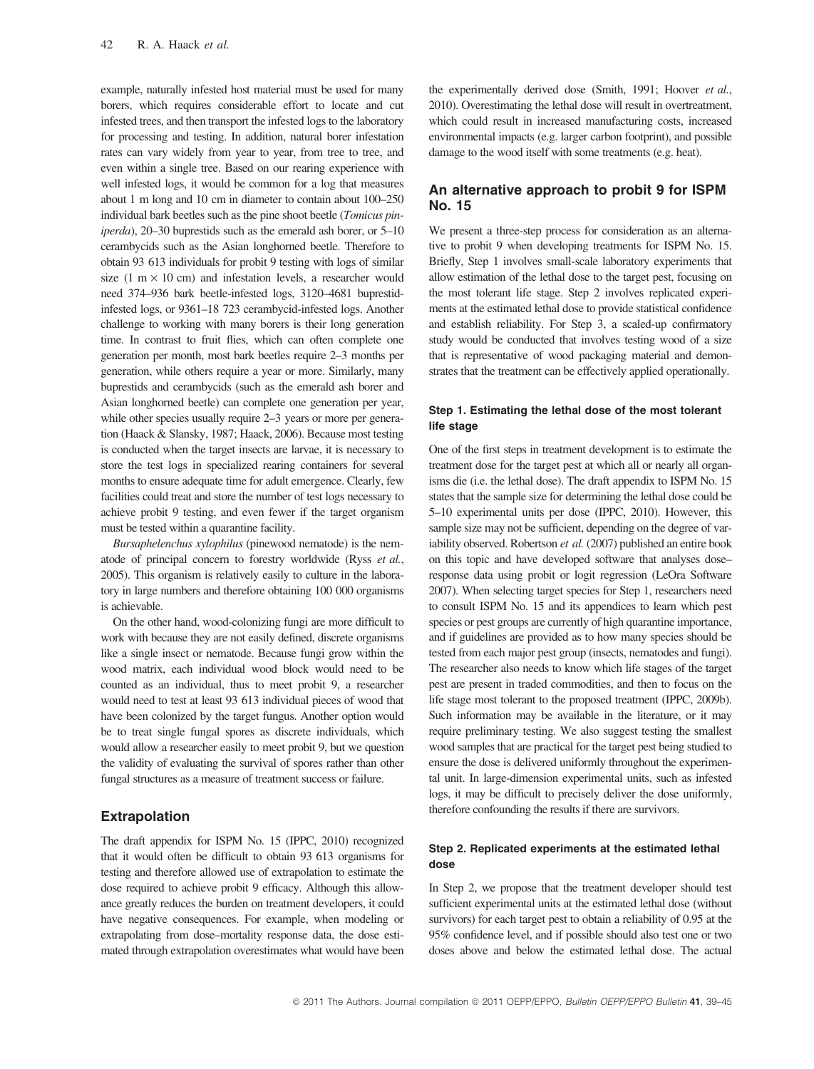example, naturally infested host material must be used for many borers, which requires considerable effort to locate and cut infested trees, and then transport the infested logs to the laboratory for processing and testing. In addition, natural borer infestation rates can vary widely from year to year, from tree to tree, and even within a single tree. Based on our rearing experience with well infested logs, it would be common for a log that measures about 1 m long and 10 cm in diameter to contain about 100–250 individual bark beetles such as the pine shoot beetle (*Tomicus piniperda*), 20–30 buprestids such as the emerald ash borer, or 5–10 cerambycids such as the Asian longhorned beetle. Therefore to obtain 93 613 individuals for probit 9 testing with logs of similar size (1 m × 10 cm) and infestation levels, a researcher would need 374–936 bark beetle-infested logs, 3120–4681 buprestid-infested logs, or 9361–18 723 cerambycid-infested logs. Another challenge to working with many borers is their long generation time. In contrast to fruit flies, which can often complete one generation per month, most bark beetles require 2–3 months per generation, while others require a year or more. Similarly, many buprestids and cerambycids (such as the emerald ash borer and Asian longhorned beetle) can complete one generation per year, while other species usually require 2–3 years or more per generation (Haack & Slansky, 1987; Haack, 2006). Because most testing is conducted when the target insects are larvae, it is necessary to store the test logs in specialized rearing containers for several months to ensure adequate time for adult emergence. Clearly, few facilities could treat and store the number of test logs necessary to achieve probit 9 testing, and even fewer if the target organism must be tested within a quarantine facility.

*Bursaphelenchus xylophilus* (pinewood nematode) is the nematode of principal concern to forestry worldwide (Ryss *et al.*, 2005). This organism is relatively easily to culture in the laboratory in large numbers and therefore obtaining 100 000 organisms is achievable.

On the other hand, wood-colonizing fungi are more difficult to work with because they are not easily defined, discrete organisms like a single insect or nematode. Because fungi grow within the wood matrix, each individual wood block would need to be counted as an individual, thus to meet probit 9, a researcher would need to test at least 93 613 individual pieces of wood that have been colonized by the target fungus. Another option would be to treat single fungal spores as discrete individuals, which would allow a researcher easily to meet probit 9, but we question the validity of evaluating the survival of spores rather than other fungal structures as a measure of treatment success or failure.

## Extrapolation

The draft appendix for ISPM No. 15 (IPPC, 2010) recognized that it would often be difficult to obtain 93 613 organisms for testing and therefore allowed use of extrapolation to estimate the dose required to achieve probit 9 efficacy. Although this allowance greatly reduces the burden on treatment developers, it could have negative consequences. For example, when modeling or extrapolating from dose–mortality response data, the dose estimated through extrapolation overestimates what would have been the experimentally derived dose (Smith, 1991; Hoover *et al.*, 2010). Overestimating the lethal dose will result in overtreatment, which could result in increased manufacturing costs, increased environmental impacts (e.g. larger carbon footprint), and possible damage to the wood itself with some treatments (e.g. heat).

## An alternative approach to probit 9 for ISPM No. 15

We present a three-step process for consideration as an alternative to probit 9 when developing treatments for ISPM No. 15. Briefly, Step 1 involves small-scale laboratory experiments that allow estimation of the lethal dose to the target pest, focusing on the most tolerant life stage. Step 2 involves replicated experiments at the estimated lethal dose to provide statistical confidence and establish reliability. For Step 3, a scaled-up confirmatory study would be conducted that involves testing wood of a size that is representative of wood packaging material and demonstrates that the treatment can be effectively applied operationally.

### Step 1. Estimating the lethal dose of the most tolerant life stage

One of the first steps in treatment development is to estimate the treatment dose for the target pest at which all or nearly all organisms die (i.e. the lethal dose). The draft appendix to ISPM No. 15 states that the sample size for determining the lethal dose could be 5–10 experimental units per dose (IPPC, 2010). However, this sample size may not be sufficient, depending on the degree of variability observed. Robertson *et al.* (2007) published an entire book on this topic and have developed software that analyses dose–response data using probit or logit regression (LeOra Software 2007). When selecting target species for Step 1, researchers need to consult ISPM No. 15 and its appendices to learn which pest species or pest groups are currently of high quarantine importance, and if guidelines are provided as to how many species should be tested from each major pest group (insects, nematodes and fungi). The researcher also needs to know which life stages of the target pest are present in traded commodities, and then to focus on the life stage most tolerant to the proposed treatment (IPPC, 2009b). Such information may be available in the literature, or it may require preliminary testing. We also suggest testing the smallest wood samples that are practical for the target pest being studied to ensure the dose is delivered uniformly throughout the experimental unit. In large-dimension experimental units, such as infested logs, it may be difficult to precisely deliver the dose uniformly, therefore confounding the results if there are survivors.

### Step 2. Replicated experiments at the estimated lethal dose

In Step 2, we propose that the treatment developer should test sufficient experimental units at the estimated lethal dose (without survivors) for each target pest to obtain a reliability of 0.95 at the 95% confidence level, and if possible should also test one or two doses above and below the estimated lethal dose. The actual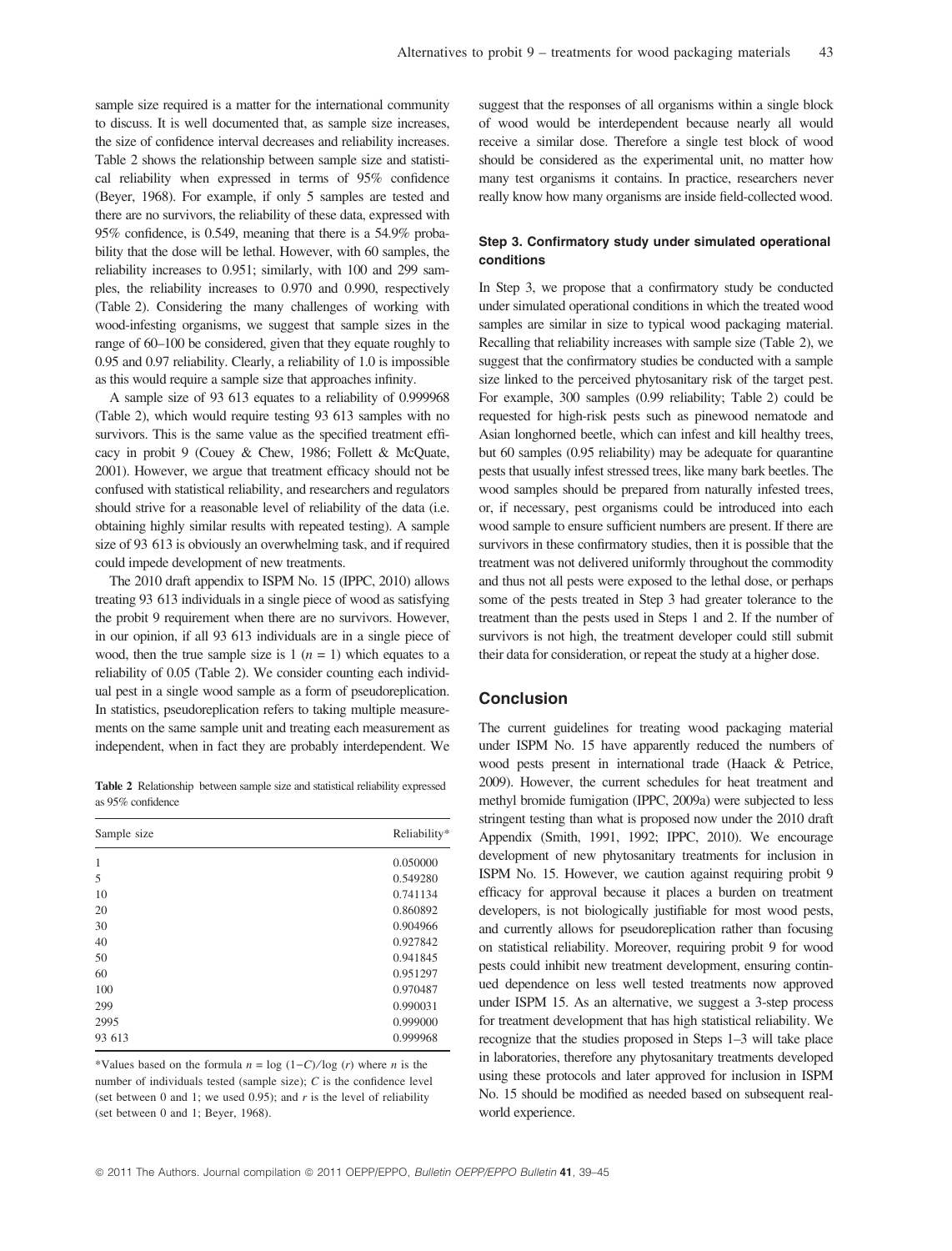sample size required is a matter for the international community to discuss. It is well documented that, as sample size increases, the size of confidence interval decreases and reliability increases. Table 2 shows the relationship between sample size and statistical reliability when expressed in terms of 95% confidence (Beyer, 1968). For example, if only 5 samples are tested and there are no survivors, the reliability of these data, expressed with 95% confidence, is 0.549, meaning that there is a 54.9% probability that the dose will be lethal. However, with 60 samples, the reliability increases to 0.951; similarly, with 100 and 299 samples, the reliability increases to 0.970 and 0.990, respectively (Table 2). Considering the many challenges of working with wood-infesting organisms, we suggest that sample sizes in the range of 60–100 be considered, given that they equate roughly to 0.95 and 0.97 reliability. Clearly, a reliability of 1.0 is impossible as this would require a sample size that approaches infinity.

A sample size of 93 613 equates to a reliability of 0.999968 (Table 2), which would require testing 93 613 samples with no survivors. This is the same value as the specified treatment efficacy in probit 9 (Couey & Chew, 1986; Follett & McQuate, 2001). However, we argue that treatment efficacy should not be confused with statistical reliability, and researchers and regulators should strive for a reasonable level of reliability of the data (i.e. obtaining highly similar results with repeated testing). A sample size of 93 613 is obviously an overwhelming task, and if required could impede development of new treatments.

The 2010 draft appendix to ISPM No. 15 (IPPC, 2010) allows treating 93 613 individuals in a single piece of wood as satisfying the probit 9 requirement when there are no survivors. However, in our opinion, if all 93 613 individuals are in a single piece of wood, then the true sample size is 1 ($n = 1$) which equates to a reliability of 0.05 (Table 2). We consider counting each individual pest in a single wood sample as a form of pseudoreplication. In statistics, pseudoreplication refers to taking multiple measurements on the same sample unit and treating each measurement as independent, when in fact they are probably interdependent. We suggest that the responses of all organisms within a single block of wood would be interdependent because nearly all would receive a similar dose. Therefore a single test block of wood should be considered as the experimental unit, no matter how many test organisms it contains. In practice, researchers never really know how many organisms are inside field-collected wood.

**Table 2** Relationship between sample size and statistical reliability expressed as 95% confidence

| Sample size | Reliability* |
|---|---|
| 1 | 0.050000 |
| 5 | 0.549280 |
| 10 | 0.741134 |
| 20 | 0.860892 |
| 30 | 0.904966 |
| 40 | 0.927842 |
| 50 | 0.941845 |
| 60 | 0.951297 |
| 100 | 0.970487 |
| 299 | 0.990031 |
| 2995 | 0.999000 |
| 93 613 | 0.999968 |

*Values based on the formula $n = \log(1-C)/\log(r)$ where $n$ is the number of individuals tested (sample size); $C$ is the confidence level (set between 0 and 1; we used 0.95); and $r$ is the level of reliability (set between 0 and 1; Beyer, 1968).

### Step 3. Confirmatory study under simulated operational conditions

In Step 3, we propose that a confirmatory study be conducted under simulated operational conditions in which the treated wood samples are similar in size to typical wood packaging material. Recalling that reliability increases with sample size (Table 2), we suggest that the confirmatory studies be conducted with a sample size linked to the perceived phytosanitary risk of the target pest. For example, 300 samples (0.99 reliability; Table 2) could be requested for high-risk pests such as pinewood nematode and Asian longhorned beetle, which can infest and kill healthy trees, but 60 samples (0.95 reliability) may be adequate for quarantine pests that usually infest stressed trees, like many bark beetles. The wood samples should be prepared from naturally infested trees, or, if necessary, pest organisms could be introduced into each wood sample to ensure sufficient numbers are present. If there are survivors in these confirmatory studies, then it is possible that the treatment was not delivered uniformly throughout the commodity and thus not all pests were exposed to the lethal dose, or perhaps some of the pests treated in Step 3 had greater tolerance to the treatment than the pests used in Steps 1 and 2. If the number of survivors is not high, the treatment developer could still submit their data for consideration, or repeat the study at a higher dose.

## Conclusion

The current guidelines for treating wood packaging material under ISPM No. 15 have apparently reduced the numbers of wood pests present in international trade (Haack & Petrice, 2009). However, the current schedules for heat treatment and methyl bromide fumigation (IPPC, 2009a) were subjected to less stringent testing than what is proposed now under the 2010 draft Appendix (Smith, 1991, 1992; IPPC, 2010). We encourage development of new phytosanitary treatments for inclusion in ISPM No. 15. However, we caution against requiring probit 9 efficacy for approval because it places a burden on treatment developers, is not biologically justifiable for most wood pests, and currently allows for pseudoreplication rather than focusing on statistical reliability. Moreover, requiring probit 9 for wood pests could inhibit new treatment development, ensuring continued dependence on less well tested treatments now approved under ISPM 15. As an alternative, we suggest a 3-step process for treatment development that has high statistical reliability. We recognize that the studies proposed in Steps 1–3 will take place in laboratories, therefore any phytosanitary treatments developed using these protocols and later approved for inclusion in ISPM No. 15 should be modified as needed based on subsequent real-world experience.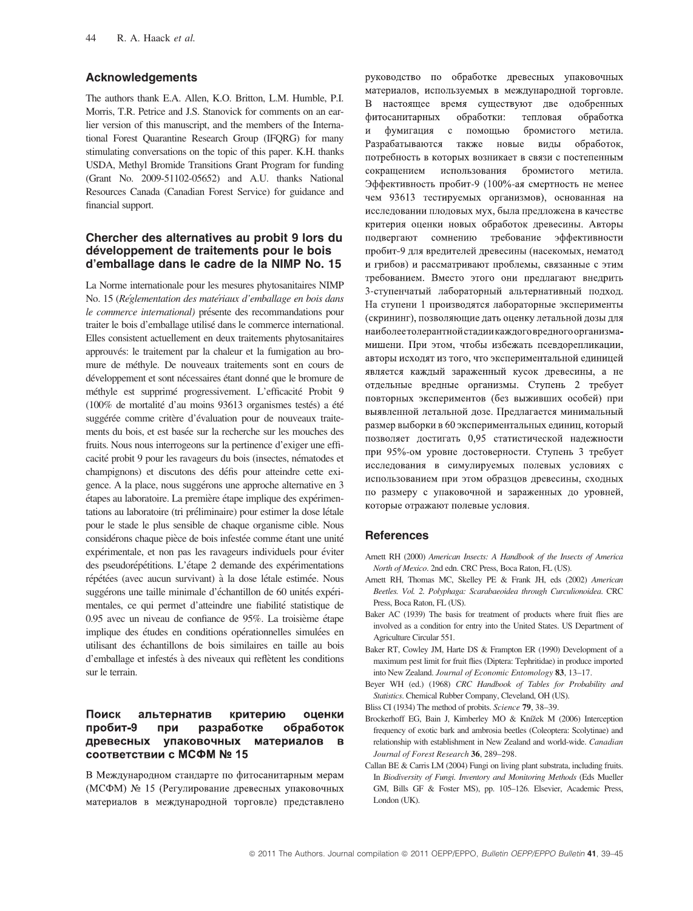## Acknowledgements

The authors thank E.A. Allen, K.O. Britton, L.M. Humble, P.I. Morris, T.R. Petrice and J.S. Stanovick for comments on an earlier version of this manuscript, and the members of the International Forest Quarantine Research Group (IFQRG) for many stimulating conversations on the topic of this paper. K.H. thanks USDA, Methyl Bromide Transitions Grant Program for funding (Grant No. 2009-51102-05652) and A.U. thanks National Resources Canada (Canadian Forest Service) for guidance and financial support.

## Chercher des alternatives au probit 9 lors du développement de traitements pour le bois d'emballage dans le cadre de la NIMP No. 15

La Norme internationale pour les mesures phytosanitaires NIMP No. 15 (*Réglementation des matériaux d'emballage en bois dans le commerce international)* présente des recommandations pour traiter le bois d'emballage utilisé dans le commerce international. Elles consistent actuellement en deux traitements phytosanitaires approuvés: le traitement par la chaleur et la fumigation au bromure de méthyle. De nouveaux traitements sont en cours de développement et sont nécessaires étant donné que le bromure de méthyle est supprimé progressivement. L'efficacité Probit 9 (100% de mortalité d'au moins 93613 organismes testés) a été suggérée comme critère d'évaluation pour de nouveaux traitements du bois, et est basée sur la recherche sur les mouches des fruits. Nous nous interrogeons sur la pertinence d'exiger une efficacité probit 9 pour les ravageurs du bois (insectes, nématodes et champignons) et discutons des défis pour atteindre cette exigence. A la place, nous suggérons une approche alternative en 3 étapes au laboratoire. La première étape implique des expérimentations au laboratoire (tri préliminaire) pour estimer la dose létale pour le stade le plus sensible de chaque organisme cible. Nous considérons chaque pièce de bois infestée comme étant une unité expérimentale, et non pas les ravageurs individuels pour éviter des pseudorépétitions. L'étape 2 demande des expérimentations répétées (avec aucun survivant) à la dose létale estimée. Nous suggérons une taille minimale d'échantillon de 60 unités expérimentales, ce qui permet d'atteindre une fiabilité statistique de 0.95 avec un niveau de confiance de 95%. La troisième étape implique des études en conditions opérationnelles simulées en utilisant des échantillons de bois similaires en taille au bois d'emballage et infestés à des niveaux qui reflètent les conditions sur le terrain.

## Поиск альтернатив критерию оценки пробит-9 при разработке обработок древесных упаковочных материалов в соответствии с МСФМ № 15

В Международном стандарте по фитосанитарным мерам (МСФМ) № 15 (Регулирование древесных упаковочных материалов в международной торговле) представлено руководство по обработке древесных упаковочных материалов, используемых в международной торговле. В настоящее время существуют две одобренных фитосанитарных обработки: тепловая обработка и фумигация с помощью бромистого метила. Разрабатываются также новые виды обработок, потребность в которых возникает в связи с постепенным сокращением использования бромистого метила. Эффективность пробит-9 (100%-ая смертность не менее чем 93613 тестируемых организмов), основанная на исследовании плодовых мух, была предложена в качестве критерия оценки новых обработок древесины. Авторы подвергают сомнению требование эффективности пробит-9 для вредителей древесины (насекомых, нематод и грибов) и рассматривают проблемы, связанные с этим требованием. Вместо этого они предлагают внедрить 3-ступенчатый лабораторный альтернативный подход. На ступени 1 производятся лабораторные эксперименты (скрининг), позволяющие дать оценку летальной дозы для наиболее толерантной стадии каждого вредного организма-мишени. При этом, чтобы избежать псевдорепликации, авторы исходят из того, что экспериментальной единицей является каждый зараженный кусок древесины, а не отдельные вредные организмы. Ступень 2 требует повторных экспериментов (без выживших особей) при выявленной летальной дозе. Предлагается минимальный размер выборки в 60 экспериментальных единиц, который позволяет достигать 0,95 статистической надежности при 95%-ом уровне достоверности. Ступень 3 требует исследования в симулируемых полевых условиях с использованием при этом образцов древесины, сходных по размеру с упаковочной и зараженных до уровней, которые отражают полевые условия.

## References

Arnett RH (2000) *American Insects: A Handbook of the Insects of America North of Mexico*. 2nd edn. CRC Press, Boca Raton, FL (US).

Arnett RH, Thomas MC, Skelley PE & Frank JH, eds (2002) *American Beetles. Vol. 2. Polyphaga: Scarabaeoidea through Curculionoidea*. CRC Press, Boca Raton, FL (US).

Baker AC (1939) The basis for treatment of products where fruit flies are involved as a condition for entry into the United States. US Department of Agriculture Circular 551.

Baker RT, Cowley JM, Harte DS & Frampton ER (1990) Development of a maximum pest limit for fruit flies (Diptera: Tephritidae) in produce imported into New Zealand. *Journal of Economic Entomology* **83**, 13–17.

Beyer WH (ed.) (1968) *CRC Handbook of Tables for Probability and Statistics*. Chemical Rubber Company, Cleveland, OH (US).

Bliss CI (1934) The method of probits. *Science* **79**, 38–39.

Brockerhoff EG, Bain J, Kimberley MO & Knížek M (2006) Interception frequency of exotic bark and ambrosia beetles (Coleoptera: Scolytinae) and relationship with establishment in New Zealand and world-wide. *Canadian Journal of Forest Research* **36**, 289–298.

Callan BE & Carris LM (2004) Fungi on living plant substrata, including fruits. In *Biodiversity of Fungi. Inventory and Monitoring Methods* (Eds Mueller GM, Bills GF & Foster MS), pp. 105–126. Elsevier, Academic Press, London (UK).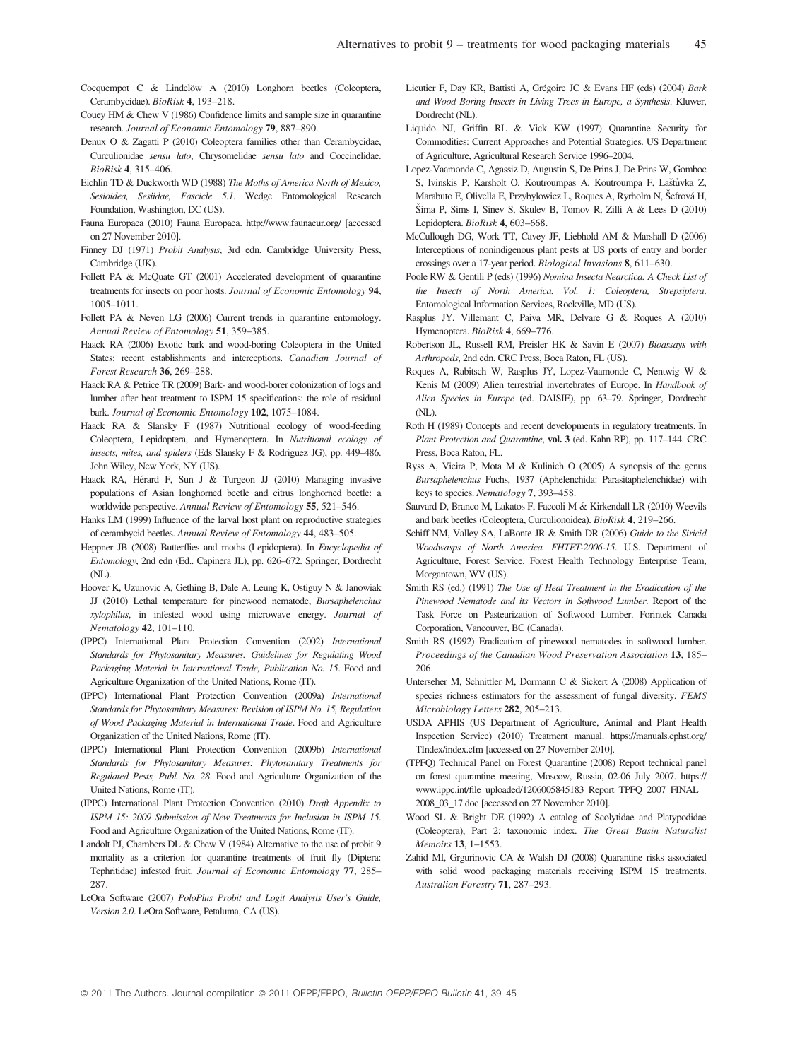Cocquempot C & Lindelöw A (2010) Longhorn beetles (Coleoptera, Cerambycidae). *BioRisk* **4**, 193–218.

Couey HM & Chew V (1986) Confidence limits and sample size in quarantine research. *Journal of Economic Entomology* **79**, 887–890.

Denux O & Zagatti P (2010) Coleoptera families other than Cerambycidae, Curculionidae *sensu lato*, Chrysomelidae *sensu lato* and Coccinelidae. *BioRisk* **4**, 315–406.

Eichlin TD & Duckworth WD (1988) *The Moths of America North of Mexico, Sesioidea, Sesiidae, Fascicle 5.1*. Wedge Entomological Research Foundation, Washington, DC (US).

Fauna Europaea (2010) Fauna Europaea. http://www.faunaeur.org/ [accessed on 27 November 2010].

Finney DJ (1971) *Probit Analysis*, 3rd edn. Cambridge University Press, Cambridge (UK).

Follett PA & McQuate GT (2001) Accelerated development of quarantine treatments for insects on poor hosts. *Journal of Economic Entomology* **94**, 1005–1011.

Follett PA & Neven LG (2006) Current trends in quarantine entomology. *Annual Review of Entomology* **51**, 359–385.

Haack RA (2006) Exotic bark and wood-boring Coleoptera in the United States: recent establishments and interceptions. *Canadian Journal of Forest Research* **36**, 269–288.

Haack RA & Petrice TR (2009) Bark- and wood-borer colonization of logs and lumber after heat treatment to ISPM 15 specifications: the role of residual bark. *Journal of Economic Entomology* **102**, 1075–1084.

Haack RA & Slansky F (1987) Nutritional ecology of wood-feeding Coleoptera, Lepidoptera, and Hymenoptera. In *Nutritional ecology of insects, mites, and spiders* (Eds Slansky F & Rodriguez JG), pp. 449–486. John Wiley, New York, NY (US).

Haack RA, Hérard F, Sun J & Turgeon JJ (2010) Managing invasive populations of Asian longhorned beetle and citrus longhorned beetle: a worldwide perspective. *Annual Review of Entomology* **55**, 521–546.

Hanks LM (1999) Influence of the larval host plant on reproductive strategies of cerambycid beetles. *Annual Review of Entomology* **44**, 483–505.

Heppner JB (2008) Butterflies and moths (Lepidoptera). In *Encyclopedia of Entomology*, 2nd edn (Ed.. Capinera JL), pp. 626–672. Springer, Dordrecht (NL).

Hoover K, Uzunovic A, Gething B, Dale A, Leung K, Ostiguy N & Janowiak JJ (2010) Lethal temperature for pinewood nematode, *Bursaphelenchus xylophilus*, in infested wood using microwave energy. *Journal of Nematology* **42**, 101–110.

(IPPC) International Plant Protection Convention (2002) *International Standards for Phytosanitary Measures: Guidelines for Regulating Wood Packaging Material in International Trade, Publication No. 15*. Food and Agriculture Organization of the United Nations, Rome (IT).

(IPPC) International Plant Protection Convention (2009a) *International Standards for Phytosanitary Measures: Revision of ISPM No. 15, Regulation of Wood Packaging Material in International Trade*. Food and Agriculture Organization of the United Nations, Rome (IT).

(IPPC) International Plant Protection Convention (2009b) *International Standards for Phytosanitary Measures: Phytosanitary Treatments for Regulated Pests, Publ. No. 28*. Food and Agriculture Organization of the United Nations, Rome (IT).

(IPPC) International Plant Protection Convention (2010) *Draft Appendix to ISPM 15: 2009 Submission of New Treatments for Inclusion in ISPM 15*. Food and Agriculture Organization of the United Nations, Rome (IT).

Landolt PJ, Chambers DL & Chew V (1984) Alternative to the use of probit 9 mortality as a criterion for quarantine treatments of fruit fly (Diptera: Tephritidae) infested fruit. *Journal of Economic Entomology* **77**, 285–287.

LeOra Software (2007) *PoloPlus Probit and Logit Analysis User's Guide, Version 2.0*. LeOra Software, Petaluma, CA (US).

Lieutier F, Day KR, Battisti A, Grégoire JC & Evans HF (eds) (2004) *Bark and Wood Boring Insects in Living Trees in Europe, a Synthesis*. Kluwer, Dordrecht (NL).

Liquido NJ, Griffin RL & Vick KW (1997) Quarantine Security for Commodities: Current Approaches and Potential Strategies. US Department of Agriculture, Agricultural Research Service 1996–2004.

Lopez-Vaamonde C, Agassiz D, Augustin S, De Prins J, De Prins W, Gomboc S, Ivinskis P, Karsholt O, Koutroumpas A, Koutroumpa F, Laštůvka Z, Marabuto E, Olivella E, Przybylowicz L, Roques A, Ryrholm N, Šefrová H, Šima P, Sims I, Sinev S, Skulev B, Tomov R, Zilli A & Lees D (2010) Lepidoptera. *BioRisk* **4**, 603–668.

McCullough DG, Work TT, Cavey JF, Liebhold AM & Marshall D (2006) Interceptions of nonindigenous plant pests at US ports of entry and border crossings over a 17-year period. *Biological Invasions* **8**, 611–630.

Poole RW & Gentili P (eds) (1996) *Nomina Insecta Nearctica: A Check List of the Insects of North America. Vol. 1: Coleoptera, Strepsiptera*. Entomological Information Services, Rockville, MD (US).

Rasplus JY, Villemant C, Paiva MR, Delvare G & Roques A (2010) Hymenoptera. *BioRisk* **4**, 669–776.

Robertson JL, Russell RM, Preisler HK & Savin E (2007) *Bioassays with Arthropods*, 2nd edn. CRC Press, Boca Raton, FL (US).

Roques A, Rabitsch W, Rasplus JY, Lopez-Vaamonde C, Nentwig W & Kenis M (2009) Alien terrestrial invertebrates of Europe. In *Handbook of Alien Species in Europe* (ed. DAISIE), pp. 63–79. Springer, Dordrecht (NL).

Roth H (1989) Concepts and recent developments in regulatory treatments. In *Plant Protection and Quarantine*, **vol. 3** (ed. Kahn RP), pp. 117–144. CRC Press, Boca Raton, FL.

Ryss A, Vieira P, Mota M & Kulinich O (2005) A synopsis of the genus *Bursaphelenchus* Fuchs, 1937 (Aphelenchida: Parasitaphelenchidae) with keys to species. *Nematology* **7**, 393–458.

Sauvard D, Branco M, Lakatos F, Faccoli M & Kirkendall LR (2010) Weevils and bark beetles (Coleoptera, Curculionoidea). *BioRisk* **4**, 219–266.

Schiff NM, Valley SA, LaBonte JR & Smith DR (2006) *Guide to the Siricid Woodwasps of North America. FHTET-2006-15*. U.S. Department of Agriculture, Forest Service, Forest Health Technology Enterprise Team, Morgantown, WV (US).

Smith RS (ed.) (1991) *The Use of Heat Treatment in the Eradication of the Pinewood Nematode and its Vectors in Softwood Lumber*. Report of the Task Force on Pasteurization of Softwood Lumber. Forintek Canada Corporation, Vancouver, BC (Canada).

Smith RS (1992) Eradication of pinewood nematodes in softwood lumber. *Proceedings of the Canadian Wood Preservation Association* **13**, 185–206.

Unterseher M, Schnittler M, Dormann C & Sickert A (2008) Application of species richness estimators for the assessment of fungal diversity. *FEMS Microbiology Letters* **282**, 205–213.

USDA APHIS (US Department of Agriculture, Animal and Plant Health Inspection Service) (2010) Treatment manual. https://manuals.cphst.org/TIndex/index.cfm [accessed on 27 November 2010].

(TPFQ) Technical Panel on Forest Quarantine (2008) Report technical panel on forest quarantine meeting, Moscow, Russia, 02-06 July 2007. https://www.ippc.int/file_uploaded/1206005845183_Report_TPFQ_2007_FINAL_2008_03_17.doc [accessed on 27 November 2010].

Wood SL & Bright DE (1992) A catalog of Scolytidae and Platypodidae (Coleoptera), Part 2: taxonomic index. *The Great Basin Naturalist Memoirs* **13**, 1–1553.

Zahid MI, Grgurinovic CA & Walsh DJ (2008) Quarantine risks associated with solid wood packaging materials receiving ISPM 15 treatments. *Australian Forestry* **71**, 287–293.